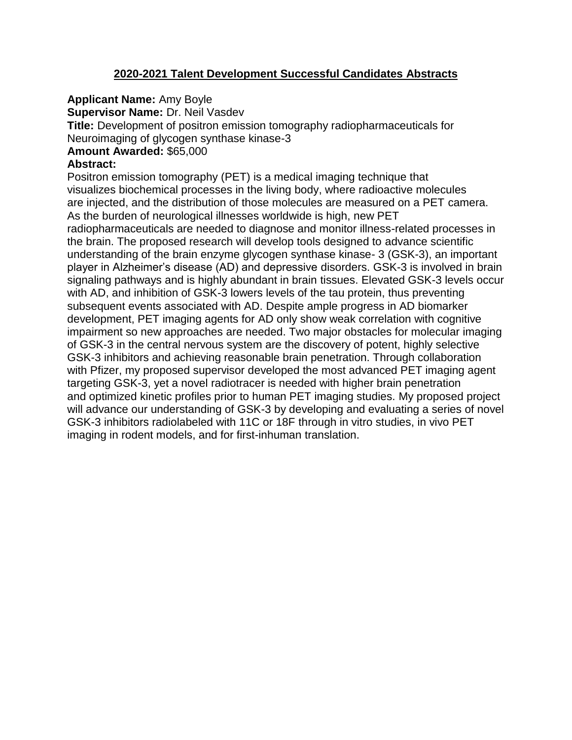## 2020-2021 Talent Development Successful Candidates Abstracts

**Applicant Name:** Amy Boyle
**Supervisor Name:** Dr. Neil Vasdev
**Title:** Development of positron emission tomography radiopharmaceuticals for Neuroimaging of glycogen synthase kinase-3
**Amount Awarded:** $65,000
**Abstract:**

Positron emission tomography (PET) is a medical imaging technique that visualizes biochemical processes in the living body, where radioactive molecules are injected, and the distribution of those molecules are measured on a PET camera. As the burden of neurological illnesses worldwide is high, new PET radiopharmaceuticals are needed to diagnose and monitor illness-related processes in the brain. The proposed research will develop tools designed to advance scientific understanding of the brain enzyme glycogen synthase kinase- 3 (GSK-3), an important player in Alzheimer's disease (AD) and depressive disorders. GSK-3 is involved in brain signaling pathways and is highly abundant in brain tissues. Elevated GSK-3 levels occur with AD, and inhibition of GSK-3 lowers levels of the tau protein, thus preventing subsequent events associated with AD. Despite ample progress in AD biomarker development, PET imaging agents for AD only show weak correlation with cognitive impairment so new approaches are needed. Two major obstacles for molecular imaging of GSK-3 in the central nervous system are the discovery of potent, highly selective GSK-3 inhibitors and achieving reasonable brain penetration. Through collaboration with Pfizer, my proposed supervisor developed the most advanced PET imaging agent targeting GSK-3, yet a novel radiotracer is needed with higher brain penetration and optimized kinetic profiles prior to human PET imaging studies. My proposed project will advance our understanding of GSK-3 by developing and evaluating a series of novel GSK-3 inhibitors radiolabeled with 11C or 18F through in vitro studies, in vivo PET imaging in rodent models, and for first-inhuman translation.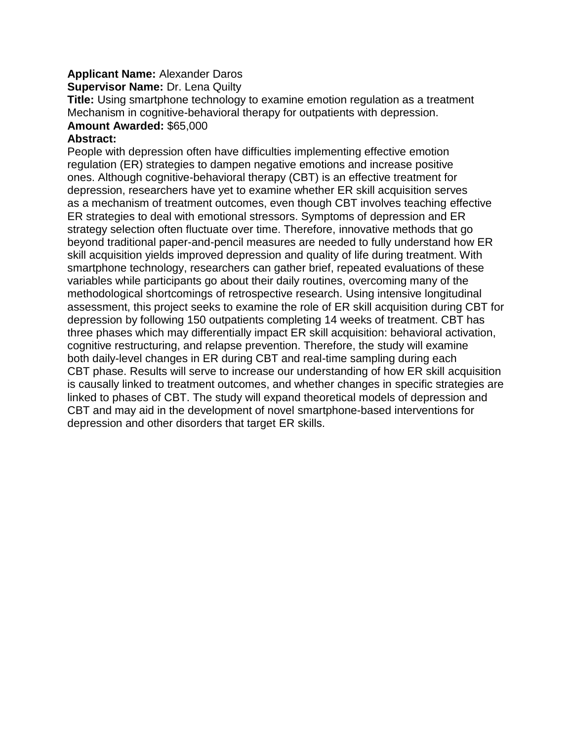**Applicant Name:** Alexander Daros
**Supervisor Name:** Dr. Lena Quilty
**Title:** Using smartphone technology to examine emotion regulation as a treatment Mechanism in cognitive-behavioral therapy for outpatients with depression.
**Amount Awarded:** $65,000
**Abstract:**
People with depression often have difficulties implementing effective emotion regulation (ER) strategies to dampen negative emotions and increase positive ones. Although cognitive-behavioral therapy (CBT) is an effective treatment for depression, researchers have yet to examine whether ER skill acquisition serves as a mechanism of treatment outcomes, even though CBT involves teaching effective ER strategies to deal with emotional stressors. Symptoms of depression and ER strategy selection often fluctuate over time. Therefore, innovative methods that go beyond traditional paper-and-pencil measures are needed to fully understand how ER skill acquisition yields improved depression and quality of life during treatment. With smartphone technology, researchers can gather brief, repeated evaluations of these variables while participants go about their daily routines, overcoming many of the methodological shortcomings of retrospective research. Using intensive longitudinal assessment, this project seeks to examine the role of ER skill acquisition during CBT for depression by following 150 outpatients completing 14 weeks of treatment. CBT has three phases which may differentially impact ER skill acquisition: behavioral activation, cognitive restructuring, and relapse prevention. Therefore, the study will examine both daily-level changes in ER during CBT and real-time sampling during each CBT phase. Results will serve to increase our understanding of how ER skill acquisition is causally linked to treatment outcomes, and whether changes in specific strategies are linked to phases of CBT. The study will expand theoretical models of depression and CBT and may aid in the development of novel smartphone-based interventions for depression and other disorders that target ER skills.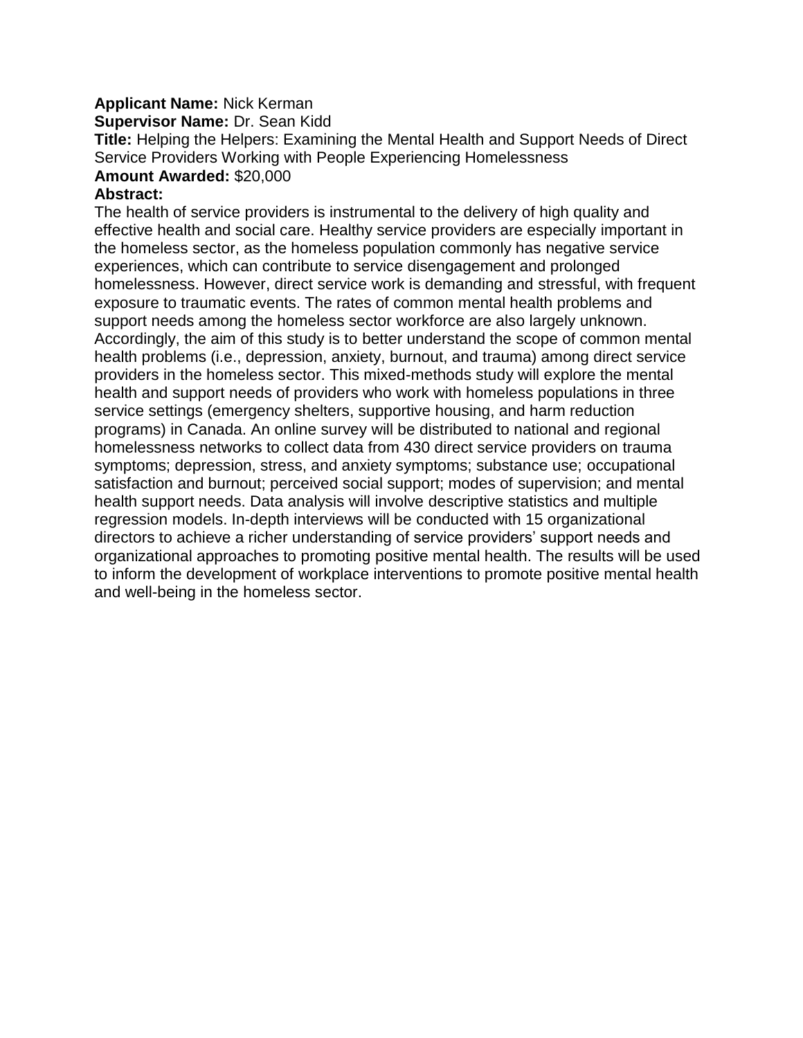**Applicant Name:** Nick Kerman
**Supervisor Name:** Dr. Sean Kidd
**Title:** Helping the Helpers: Examining the Mental Health and Support Needs of Direct Service Providers Working with People Experiencing Homelessness
**Amount Awarded:** $20,000
**Abstract:**
The health of service providers is instrumental to the delivery of high quality and effective health and social care. Healthy service providers are especially important in the homeless sector, as the homeless population commonly has negative service experiences, which can contribute to service disengagement and prolonged homelessness. However, direct service work is demanding and stressful, with frequent exposure to traumatic events. The rates of common mental health problems and support needs among the homeless sector workforce are also largely unknown. Accordingly, the aim of this study is to better understand the scope of common mental health problems (i.e., depression, anxiety, burnout, and trauma) among direct service providers in the homeless sector. This mixed-methods study will explore the mental health and support needs of providers who work with homeless populations in three service settings (emergency shelters, supportive housing, and harm reduction programs) in Canada. An online survey will be distributed to national and regional homelessness networks to collect data from 430 direct service providers on trauma symptoms; depression, stress, and anxiety symptoms; substance use; occupational satisfaction and burnout; perceived social support; modes of supervision; and mental health support needs. Data analysis will involve descriptive statistics and multiple regression models. In-depth interviews will be conducted with 15 organizational directors to achieve a richer understanding of service providers' support needs and organizational approaches to promoting positive mental health. The results will be used to inform the development of workplace interventions to promote positive mental health and well-being in the homeless sector.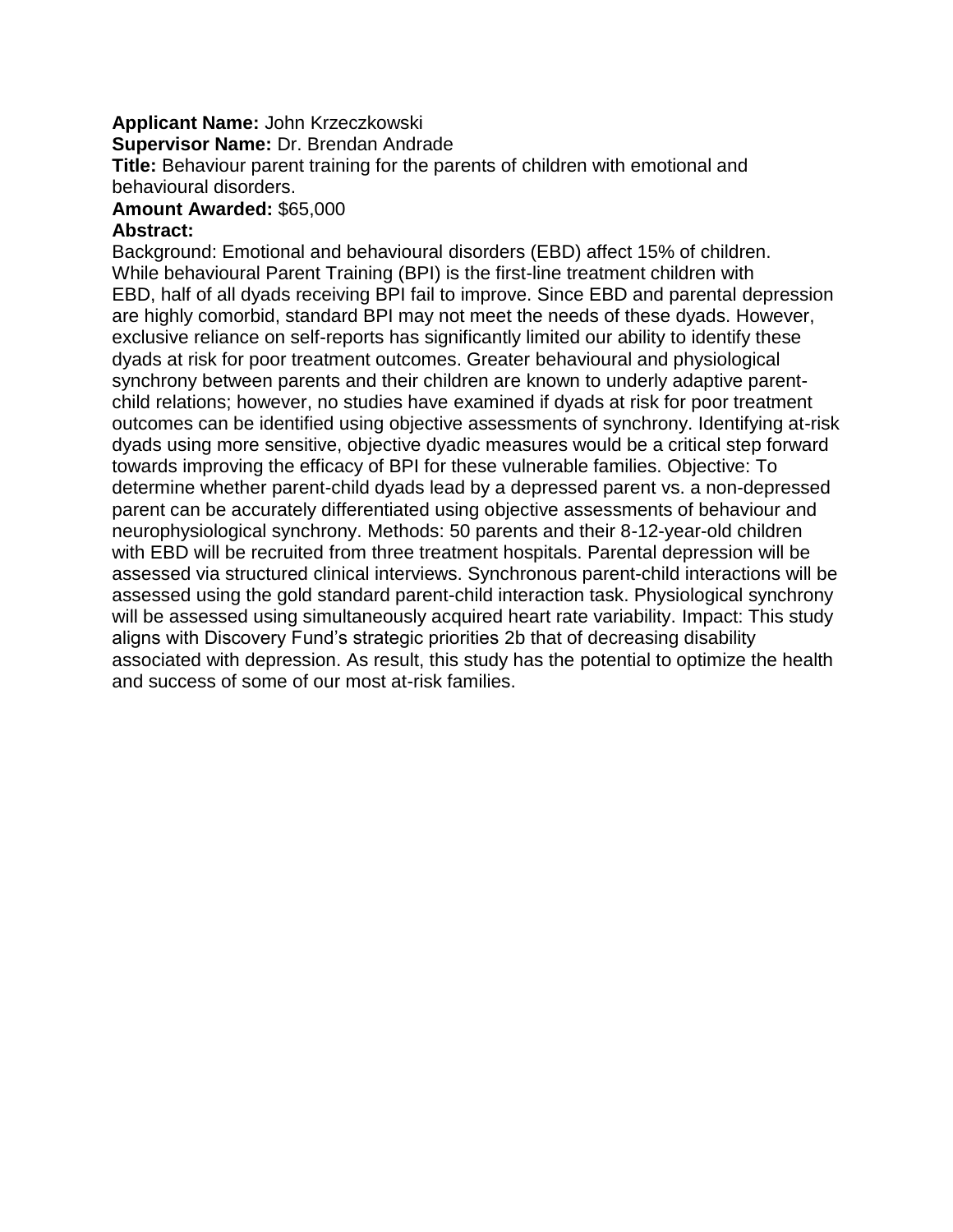**Applicant Name:** John Krzeczkowski

**Supervisor Name:** Dr. Brendan Andrade

**Title:** Behaviour parent training for the parents of children with emotional and behavioural disorders.

**Amount Awarded:** $65,000

**Abstract:**

Background: Emotional and behavioural disorders (EBD) affect 15% of children. While behavioural Parent Training (BPI) is the first-line treatment children with EBD, half of all dyads receiving BPI fail to improve. Since EBD and parental depression are highly comorbid, standard BPI may not meet the needs of these dyads. However, exclusive reliance on self-reports has significantly limited our ability to identify these dyads at risk for poor treatment outcomes. Greater behavioural and physiological synchrony between parents and their children are known to underly adaptive parent-child relations; however, no studies have examined if dyads at risk for poor treatment outcomes can be identified using objective assessments of synchrony. Identifying at-risk dyads using more sensitive, objective dyadic measures would be a critical step forward towards improving the efficacy of BPI for these vulnerable families. Objective: To determine whether parent-child dyads lead by a depressed parent vs. a non-depressed parent can be accurately differentiated using objective assessments of behaviour and neurophysiological synchrony. Methods: 50 parents and their 8-12-year-old children with EBD will be recruited from three treatment hospitals. Parental depression will be assessed via structured clinical interviews. Synchronous parent-child interactions will be assessed using the gold standard parent-child interaction task. Physiological synchrony will be assessed using simultaneously acquired heart rate variability. Impact: This study aligns with Discovery Fund's strategic priorities 2b that of decreasing disability associated with depression. As result, this study has the potential to optimize the health and success of some of our most at-risk families.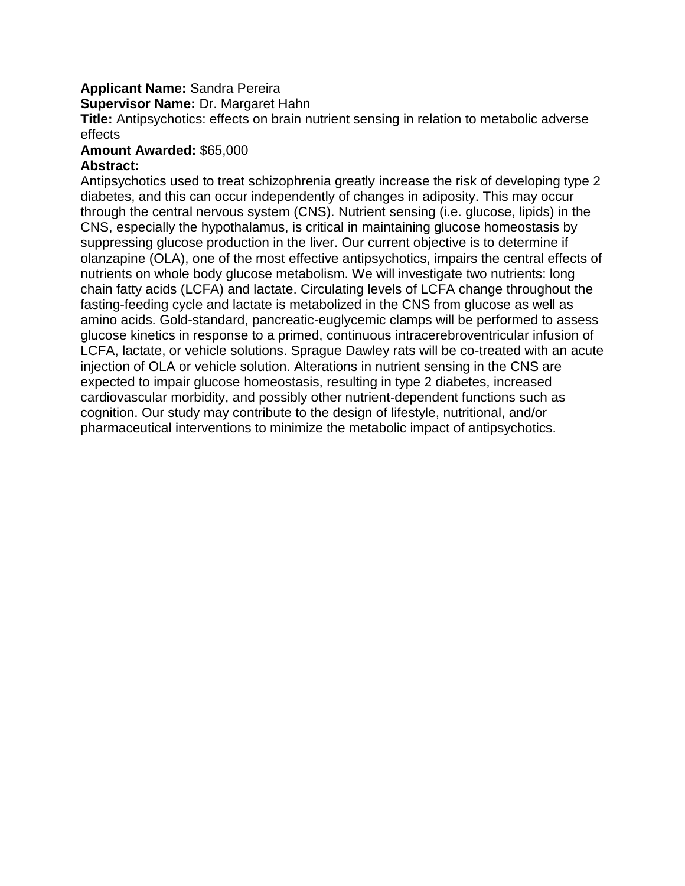**Applicant Name:** Sandra Pereira

**Supervisor Name:** Dr. Margaret Hahn

**Title:** Antipsychotics: effects on brain nutrient sensing in relation to metabolic adverse effects

**Amount Awarded:** $65,000

**Abstract:**

Antipsychotics used to treat schizophrenia greatly increase the risk of developing type 2 diabetes, and this can occur independently of changes in adiposity. This may occur through the central nervous system (CNS). Nutrient sensing (i.e. glucose, lipids) in the CNS, especially the hypothalamus, is critical in maintaining glucose homeostasis by suppressing glucose production in the liver. Our current objective is to determine if olanzapine (OLA), one of the most effective antipsychotics, impairs the central effects of nutrients on whole body glucose metabolism. We will investigate two nutrients: long chain fatty acids (LCFA) and lactate. Circulating levels of LCFA change throughout the fasting-feeding cycle and lactate is metabolized in the CNS from glucose as well as amino acids. Gold-standard, pancreatic-euglycemic clamps will be performed to assess glucose kinetics in response to a primed, continuous intracerebroventricular infusion of LCFA, lactate, or vehicle solutions. Sprague Dawley rats will be co-treated with an acute injection of OLA or vehicle solution. Alterations in nutrient sensing in the CNS are expected to impair glucose homeostasis, resulting in type 2 diabetes, increased cardiovascular morbidity, and possibly other nutrient-dependent functions such as cognition. Our study may contribute to the design of lifestyle, nutritional, and/or pharmaceutical interventions to minimize the metabolic impact of antipsychotics.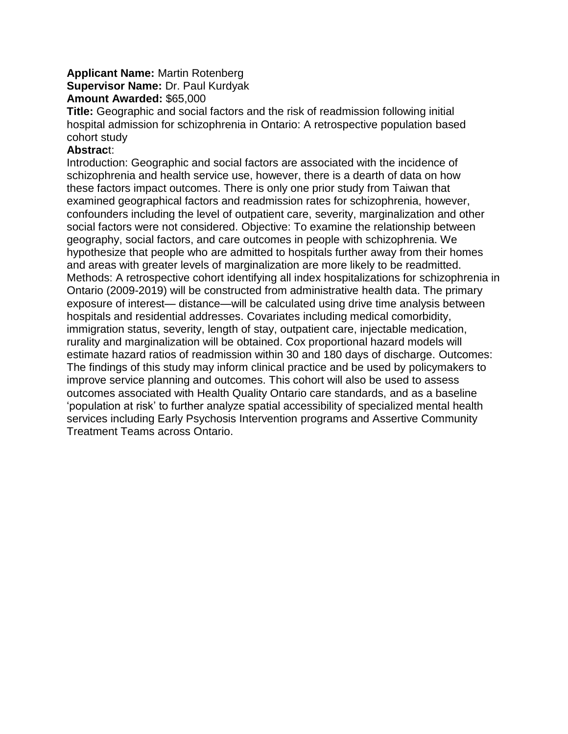**Applicant Name:** Martin Rotenberg
**Supervisor Name:** Dr. Paul Kurdyak
**Amount Awarded:** $65,000
**Title:** Geographic and social factors and the risk of readmission following initial hospital admission for schizophrenia in Ontario: A retrospective population based cohort study
**Abstract**:
Introduction: Geographic and social factors are associated with the incidence of schizophrenia and health service use, however, there is a dearth of data on how these factors impact outcomes. There is only one prior study from Taiwan that examined geographical factors and readmission rates for schizophrenia, however, confounders including the level of outpatient care, severity, marginalization and other social factors were not considered. Objective: To examine the relationship between geography, social factors, and care outcomes in people with schizophrenia. We hypothesize that people who are admitted to hospitals further away from their homes and areas with greater levels of marginalization are more likely to be readmitted. Methods: A retrospective cohort identifying all index hospitalizations for schizophrenia in Ontario (2009-2019) will be constructed from administrative health data. The primary exposure of interest— distance—will be calculated using drive time analysis between hospitals and residential addresses. Covariates including medical comorbidity, immigration status, severity, length of stay, outpatient care, injectable medication, rurality and marginalization will be obtained. Cox proportional hazard models will estimate hazard ratios of readmission within 30 and 180 days of discharge. Outcomes: The findings of this study may inform clinical practice and be used by policymakers to improve service planning and outcomes. This cohort will also be used to assess outcomes associated with Health Quality Ontario care standards, and as a baseline 'population at risk' to further analyze spatial accessibility of specialized mental health services including Early Psychosis Intervention programs and Assertive Community Treatment Teams across Ontario.